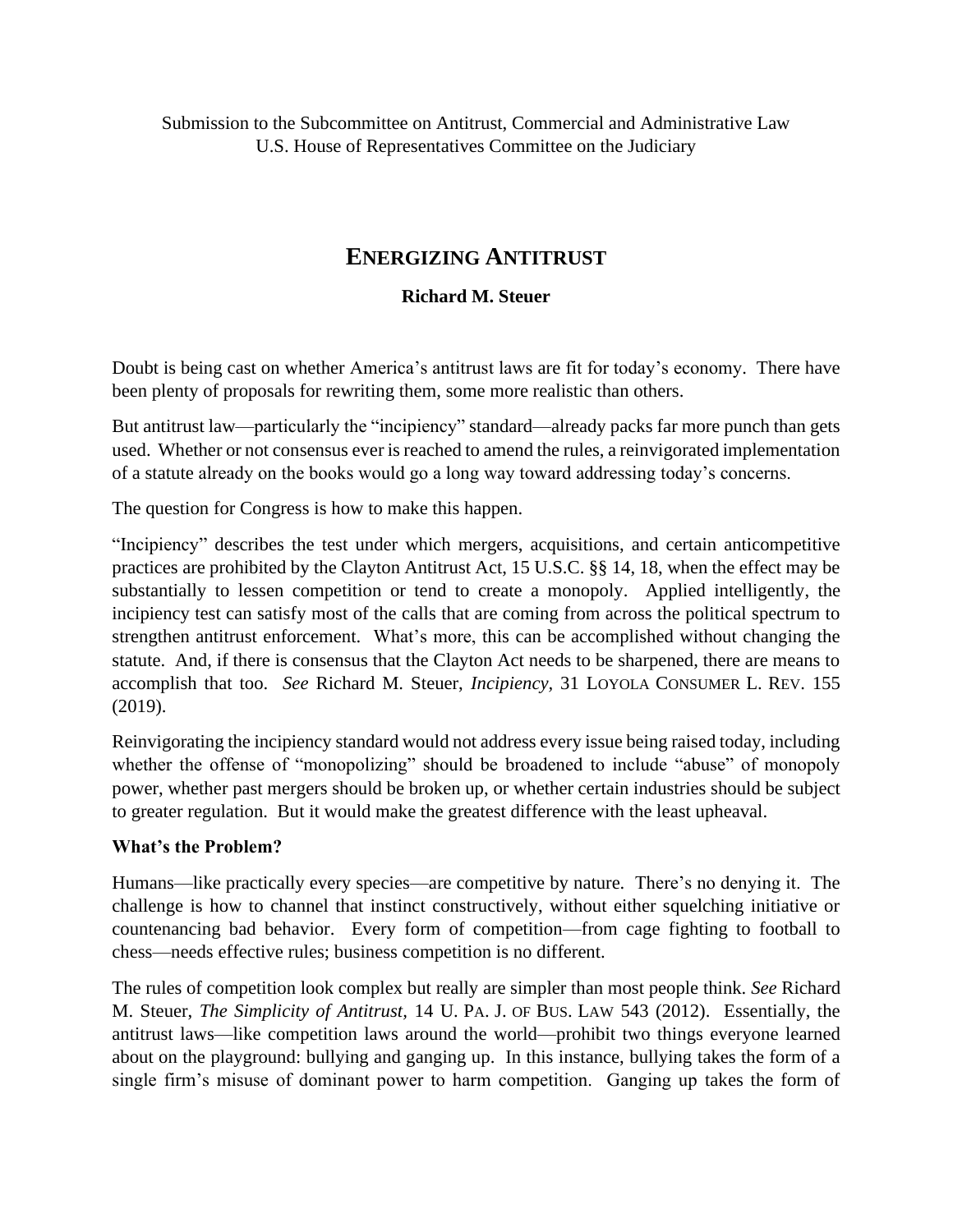Submission to the Subcommittee on Antitrust, Commercial and Administrative Law
U.S. House of Representatives Committee on the Judiciary

# ENERGIZING ANTITRUST

**Richard M. Steuer**

Doubt is being cast on whether America's antitrust laws are fit for today's economy. There have been plenty of proposals for rewriting them, some more realistic than others.

But antitrust law—particularly the "incipiency" standard—already packs far more punch than gets used. Whether or not consensus ever is reached to amend the rules, a reinvigorated implementation of a statute already on the books would go a long way toward addressing today's concerns.

The question for Congress is how to make this happen.

"Incipiency" describes the test under which mergers, acquisitions, and certain anticompetitive practices are prohibited by the Clayton Antitrust Act, 15 U.S.C. §§ 14, 18, when the effect may be substantially to lessen competition or tend to create a monopoly. Applied intelligently, the incipiency test can satisfy most of the calls that are coming from across the political spectrum to strengthen antitrust enforcement. What's more, this can be accomplished without changing the statute. And, if there is consensus that the Clayton Act needs to be sharpened, there are means to accomplish that too. *See* Richard M. Steuer, *Incipiency*, 31 LOYOLA CONSUMER L. REV. 155 (2019).

Reinvigorating the incipiency standard would not address every issue being raised today, including whether the offense of "monopolizing" should be broadened to include "abuse" of monopoly power, whether past mergers should be broken up, or whether certain industries should be subject to greater regulation. But it would make the greatest difference with the least upheaval.

**What's the Problem?**

Humans—like practically every species—are competitive by nature. There's no denying it. The challenge is how to channel that instinct constructively, without either squelching initiative or countenancing bad behavior. Every form of competition—from cage fighting to football to chess—needs effective rules; business competition is no different.

The rules of competition look complex but really are simpler than most people think. *See* Richard M. Steuer, *The Simplicity of Antitrust*, 14 U. PA. J. OF BUS. LAW 543 (2012). Essentially, the antitrust laws—like competition laws around the world—prohibit two things everyone learned about on the playground: bullying and ganging up. In this instance, bullying takes the form of a single firm's misuse of dominant power to harm competition. Ganging up takes the form of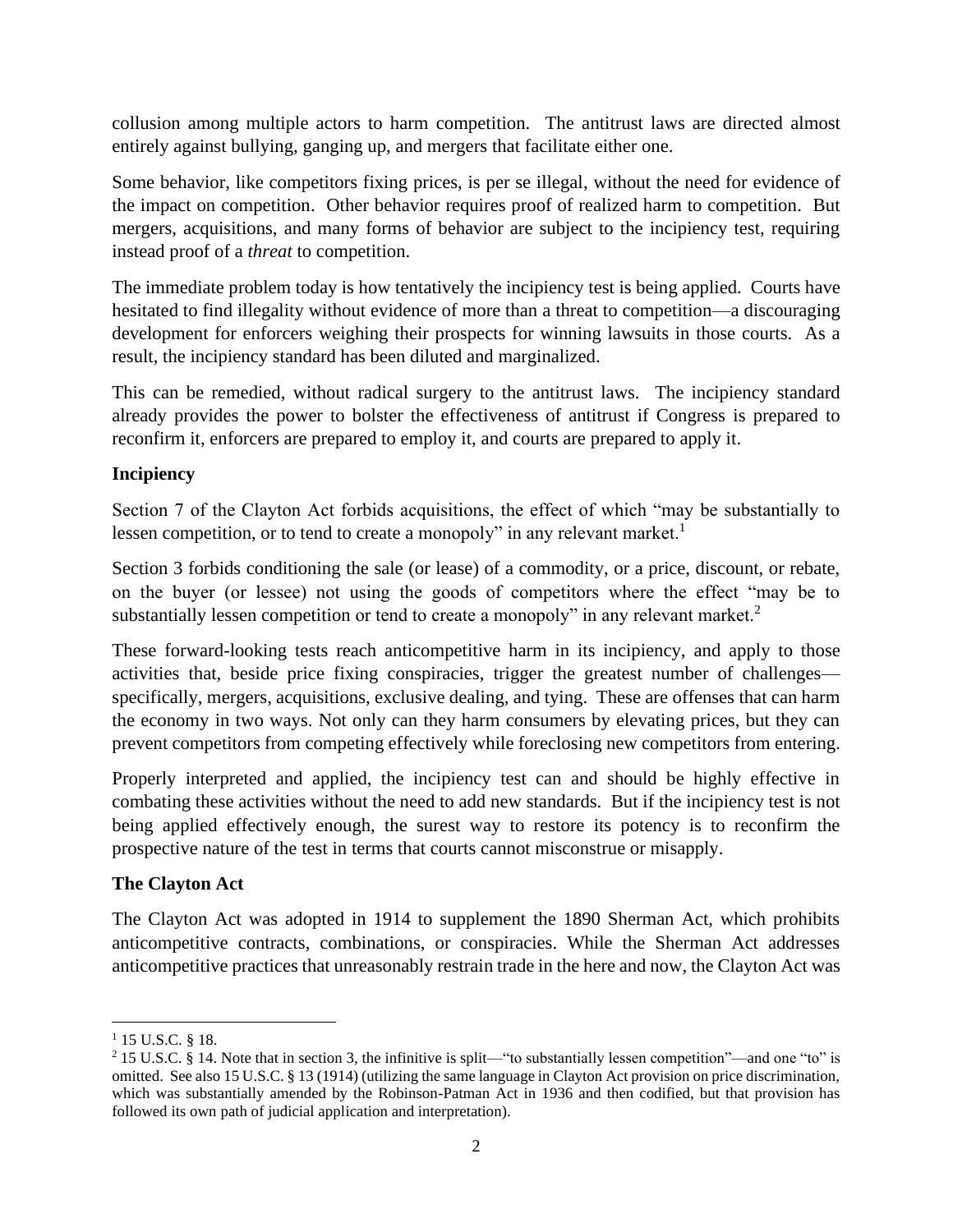collusion among multiple actors to harm competition. The antitrust laws are directed almost entirely against bullying, ganging up, and mergers that facilitate either one.

Some behavior, like competitors fixing prices, is per se illegal, without the need for evidence of the impact on competition. Other behavior requires proof of realized harm to competition. But mergers, acquisitions, and many forms of behavior are subject to the incipiency test, requiring instead proof of a *threat* to competition.

The immediate problem today is how tentatively the incipiency test is being applied. Courts have hesitated to find illegality without evidence of more than a threat to competition—a discouraging development for enforcers weighing their prospects for winning lawsuits in those courts. As a result, the incipiency standard has been diluted and marginalized.

This can be remedied, without radical surgery to the antitrust laws. The incipiency standard already provides the power to bolster the effectiveness of antitrust if Congress is prepared to reconfirm it, enforcers are prepared to employ it, and courts are prepared to apply it.

**Incipiency**

Section 7 of the Clayton Act forbids acquisitions, the effect of which "may be substantially to lessen competition, or to tend to create a monopoly" in any relevant market.[1]

Section 3 forbids conditioning the sale (or lease) of a commodity, or a price, discount, or rebate, on the buyer (or lessee) not using the goods of competitors where the effect "may be to substantially lessen competition or tend to create a monopoly" in any relevant market.[2]

These forward-looking tests reach anticompetitive harm in its incipiency, and apply to those activities that, beside price fixing conspiracies, trigger the greatest number of challenges—specifically, mergers, acquisitions, exclusive dealing, and tying. These are offenses that can harm the economy in two ways. Not only can they harm consumers by elevating prices, but they can prevent competitors from competing effectively while foreclosing new competitors from entering.

Properly interpreted and applied, the incipiency test can and should be highly effective in combating these activities without the need to add new standards. But if the incipiency test is not being applied effectively enough, the surest way to restore its potency is to reconfirm the prospective nature of the test in terms that courts cannot misconstrue or misapply.

**The Clayton Act**

The Clayton Act was adopted in 1914 to supplement the 1890 Sherman Act, which prohibits anticompetitive contracts, combinations, or conspiracies. While the Sherman Act addresses anticompetitive practices that unreasonably restrain trade in the here and now, the Clayton Act was

---

[1] 15 U.S.C. § 18.

[2] 15 U.S.C. § 14. Note that in section 3, the infinitive is split—"to substantially lessen competition"—and one "to" is omitted. See also 15 U.S.C. § 13 (1914) (utilizing the same language in Clayton Act provision on price discrimination, which was substantially amended by the Robinson-Patman Act in 1936 and then codified, but that provision has followed its own path of judicial application and interpretation).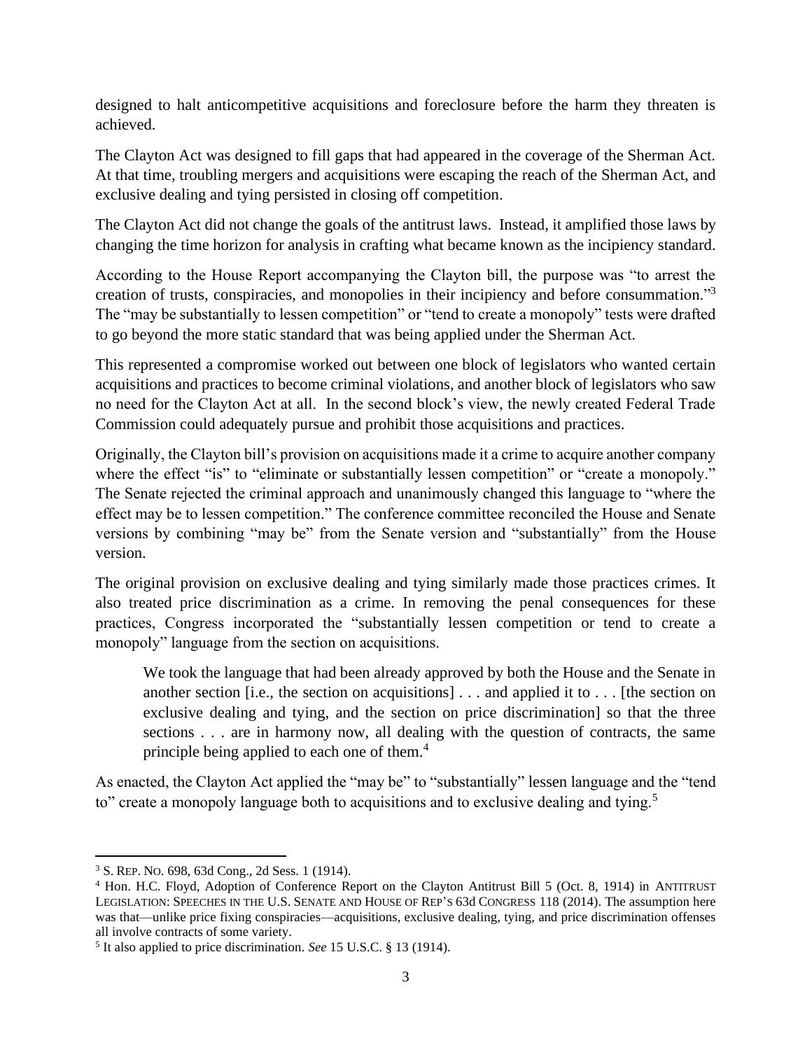designed to halt anticompetitive acquisitions and foreclosure before the harm they threaten is achieved.

The Clayton Act was designed to fill gaps that had appeared in the coverage of the Sherman Act. At that time, troubling mergers and acquisitions were escaping the reach of the Sherman Act, and exclusive dealing and tying persisted in closing off competition.

The Clayton Act did not change the goals of the antitrust laws. Instead, it amplified those laws by changing the time horizon for analysis in crafting what became known as the incipiency standard.

According to the House Report accompanying the Clayton bill, the purpose was "to arrest the creation of trusts, conspiracies, and monopolies in their incipiency and before consummation."[3] The "may be substantially to lessen competition" or "tend to create a monopoly" tests were drafted to go beyond the more static standard that was being applied under the Sherman Act.

This represented a compromise worked out between one block of legislators who wanted certain acquisitions and practices to become criminal violations, and another block of legislators who saw no need for the Clayton Act at all. In the second block's view, the newly created Federal Trade Commission could adequately pursue and prohibit those acquisitions and practices.

Originally, the Clayton bill's provision on acquisitions made it a crime to acquire another company where the effect "is" to "eliminate or substantially lessen competition" or "create a monopoly." The Senate rejected the criminal approach and unanimously changed this language to "where the effect may be to lessen competition." The conference committee reconciled the House and Senate versions by combining "may be" from the Senate version and "substantially" from the House version.

The original provision on exclusive dealing and tying similarly made those practices crimes. It also treated price discrimination as a crime. In removing the penal consequences for these practices, Congress incorporated the "substantially lessen competition or tend to create a monopoly" language from the section on acquisitions.

> We took the language that had been already approved by both the House and the Senate in another section [i.e., the section on acquisitions] . . . and applied it to . . . [the section on exclusive dealing and tying, and the section on price discrimination] so that the three sections . . . are in harmony now, all dealing with the question of contracts, the same principle being applied to each one of them.[4]

As enacted, the Clayton Act applied the "may be" to "substantially" lessen language and the "tend to" create a monopoly language both to acquisitions and to exclusive dealing and tying.[5]

---

[3] S. REP. NO. 698, 63d Cong., 2d Sess. 1 (1914).

[4] Hon. H.C. Floyd, Adoption of Conference Report on the Clayton Antitrust Bill 5 (Oct. 8, 1914) in ANTITRUST LEGISLATION: SPEECHES IN THE U.S. SENATE AND HOUSE OF REP'S 63d CONGRESS 118 (2014). The assumption here was that—unlike price fixing conspiracies—acquisitions, exclusive dealing, tying, and price discrimination offenses all involve contracts of some variety.

[5] It also applied to price discrimination. *See* 15 U.S.C. § 13 (1914).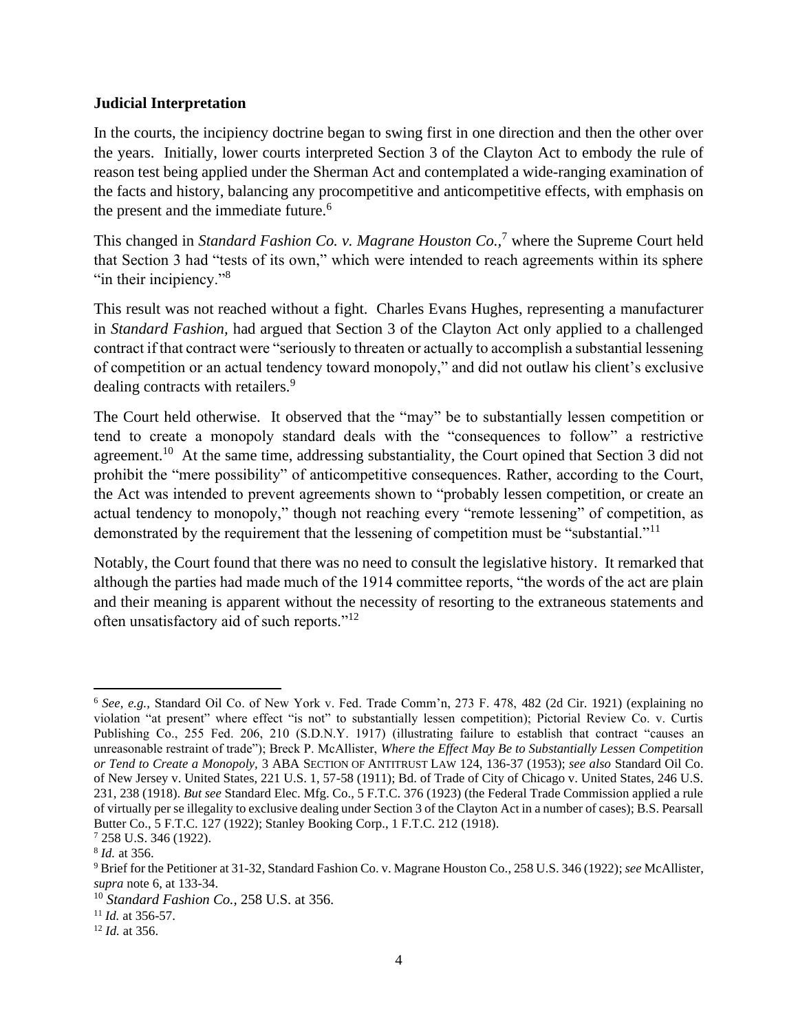**Judicial Interpretation**

In the courts, the incipiency doctrine began to swing first in one direction and then the other over the years. Initially, lower courts interpreted Section 3 of the Clayton Act to embody the rule of reason test being applied under the Sherman Act and contemplated a wide-ranging examination of the facts and history, balancing any procompetitive and anticompetitive effects, with emphasis on the present and the immediate future.[6]

This changed in *Standard Fashion Co. v. Magrane Houston Co.*,[7] where the Supreme Court held that Section 3 had "tests of its own," which were intended to reach agreements within its sphere "in their incipiency."[8]

This result was not reached without a fight. Charles Evans Hughes, representing a manufacturer in *Standard Fashion,* had argued that Section 3 of the Clayton Act only applied to a challenged contract if that contract were "seriously to threaten or actually to accomplish a substantial lessening of competition or an actual tendency toward monopoly," and did not outlaw his client's exclusive dealing contracts with retailers.[9]

The Court held otherwise. It observed that the "may" be to substantially lessen competition or tend to create a monopoly standard deals with the "consequences to follow" a restrictive agreement.[10] At the same time, addressing substantiality, the Court opined that Section 3 did not prohibit the "mere possibility" of anticompetitive consequences. Rather, according to the Court, the Act was intended to prevent agreements shown to "probably lessen competition, or create an actual tendency to monopoly," though not reaching every "remote lessening" of competition, as demonstrated by the requirement that the lessening of competition must be "substantial."[11]

Notably, the Court found that there was no need to consult the legislative history. It remarked that although the parties had made much of the 1914 committee reports, "the words of the act are plain and their meaning is apparent without the necessity of resorting to the extraneous statements and often unsatisfactory aid of such reports."[12]

---

[6] *See, e.g.,* Standard Oil Co. of New York v. Fed. Trade Comm'n, 273 F. 478, 482 (2d Cir. 1921) (explaining no violation "at present" where effect "is not" to substantially lessen competition); Pictorial Review Co. v. Curtis Publishing Co., 255 Fed. 206, 210 (S.D.N.Y. 1917) (illustrating failure to establish that contract "causes an unreasonable restraint of trade"); Breck P. McAllister, *Where the Effect May Be to Substantially Lessen Competition or Tend to Create a Monopoly,* 3 ABA SECTION OF ANTITRUST LAW 124, 136-37 (1953); *see also* Standard Oil Co. of New Jersey v. United States, 221 U.S. 1, 57-58 (1911); Bd. of Trade of City of Chicago v. United States, 246 U.S. 231, 238 (1918). *But see* Standard Elec. Mfg. Co., 5 F.T.C. 376 (1923) (the Federal Trade Commission applied a rule of virtually per se illegality to exclusive dealing under Section 3 of the Clayton Act in a number of cases); B.S. Pearsall Butter Co., 5 F.T.C. 127 (1922); Stanley Booking Corp., 1 F.T.C. 212 (1918).

[7] 258 U.S. 346 (1922).

[8] *Id.* at 356.

[9] Brief for the Petitioner at 31-32, Standard Fashion Co. v. Magrane Houston Co., 258 U.S. 346 (1922); *see* McAllister, *supra* note 6, at 133-34.

[10] *Standard Fashion Co.,* 258 U.S. at 356.

[11] *Id.* at 356-57.

[12] *Id.* at 356.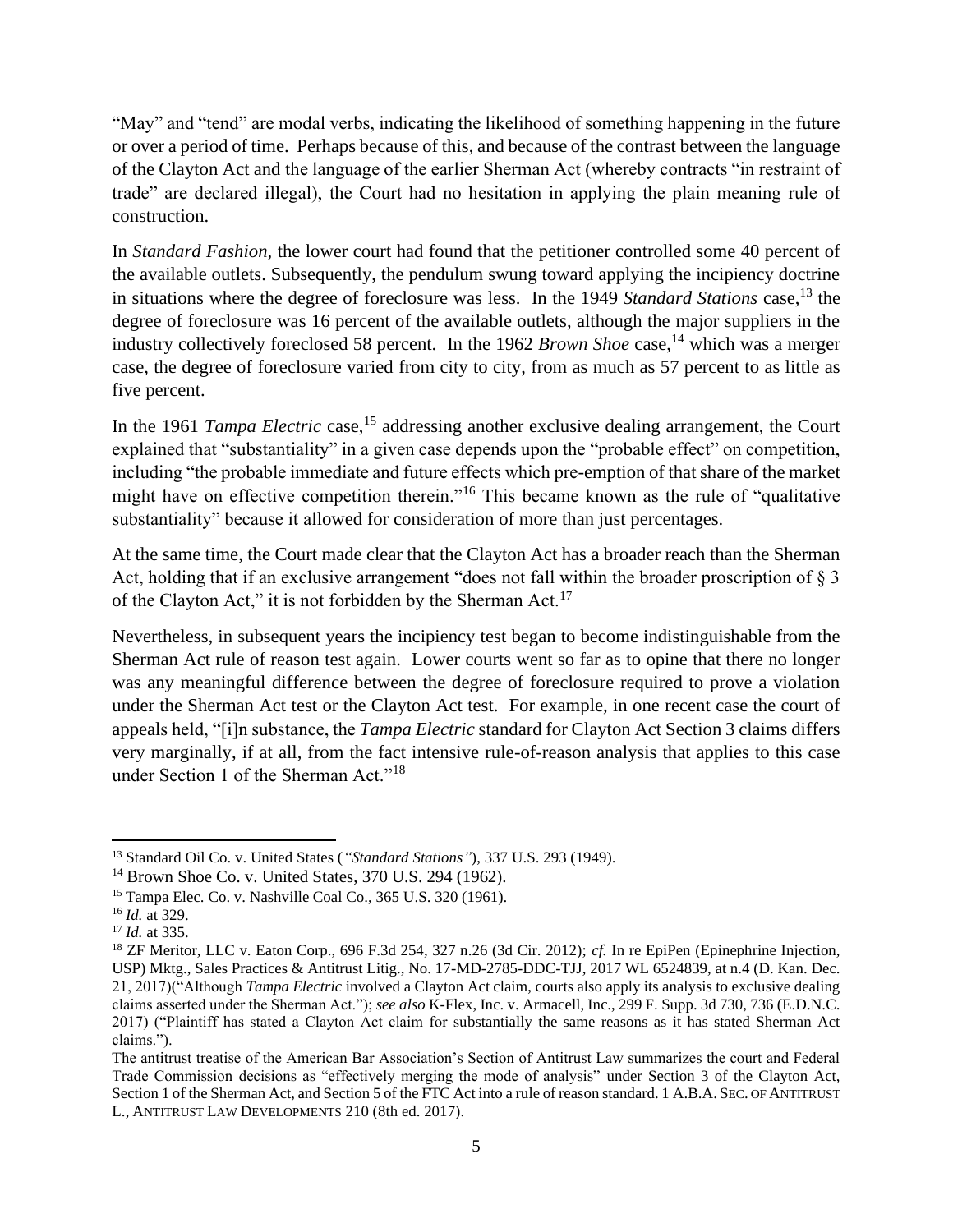"May" and "tend" are modal verbs, indicating the likelihood of something happening in the future or over a period of time. Perhaps because of this, and because of the contrast between the language of the Clayton Act and the language of the earlier Sherman Act (whereby contracts "in restraint of trade" are declared illegal), the Court had no hesitation in applying the plain meaning rule of construction.

In *Standard Fashion*, the lower court had found that the petitioner controlled some 40 percent of the available outlets. Subsequently, the pendulum swung toward applying the incipiency doctrine in situations where the degree of foreclosure was less. In the 1949 *Standard Stations* case,[13] the degree of foreclosure was 16 percent of the available outlets, although the major suppliers in the industry collectively foreclosed 58 percent. In the 1962 *Brown Shoe* case,[14] which was a merger case, the degree of foreclosure varied from city to city, from as much as 57 percent to as little as five percent.

In the 1961 *Tampa Electric* case,[15] addressing another exclusive dealing arrangement, the Court explained that "substantiality" in a given case depends upon the "probable effect" on competition, including "the probable immediate and future effects which pre-emption of that share of the market might have on effective competition therein."[16] This became known as the rule of "qualitative substantiality" because it allowed for consideration of more than just percentages.

At the same time, the Court made clear that the Clayton Act has a broader reach than the Sherman Act, holding that if an exclusive arrangement "does not fall within the broader proscription of § 3 of the Clayton Act," it is not forbidden by the Sherman Act.[17]

Nevertheless, in subsequent years the incipiency test began to become indistinguishable from the Sherman Act rule of reason test again. Lower courts went so far as to opine that there no longer was any meaningful difference between the degree of foreclosure required to prove a violation under the Sherman Act test or the Clayton Act test. For example, in one recent case the court of appeals held, "[i]n substance, the *Tampa Electric* standard for Clayton Act Section 3 claims differs very marginally, if at all, from the fact intensive rule-of-reason analysis that applies to this case under Section 1 of the Sherman Act."[18]

---

[13] Standard Oil Co. v. United States (*"Standard Stations"*), 337 U.S. 293 (1949).

[14] Brown Shoe Co. v. United States, 370 U.S. 294 (1962).

[15] Tampa Elec. Co. v. Nashville Coal Co., 365 U.S. 320 (1961).

[16] *Id.* at 329.

[17] *Id.* at 335.

[18] ZF Meritor, LLC v. Eaton Corp., 696 F.3d 254, 327 n.26 (3d Cir. 2012); *cf.* In re EpiPen (Epinephrine Injection, USP) Mktg., Sales Practices & Antitrust Litig., No. 17-MD-2785-DDC-TJJ, 2017 WL 6524839, at n.4 (D. Kan. Dec. 21, 2017)("Although *Tampa Electric* involved a Clayton Act claim, courts also apply its analysis to exclusive dealing claims asserted under the Sherman Act."); *see also* K-Flex, Inc. v. Armacell, Inc., 299 F. Supp. 3d 730, 736 (E.D.N.C. 2017) ("Plaintiff has stated a Clayton Act claim for substantially the same reasons as it has stated Sherman Act claims.").

The antitrust treatise of the American Bar Association's Section of Antitrust Law summarizes the court and Federal Trade Commission decisions as "effectively merging the mode of analysis" under Section 3 of the Clayton Act, Section 1 of the Sherman Act, and Section 5 of the FTC Act into a rule of reason standard. 1 A.B.A. SEC. OF ANTITRUST L., ANTITRUST LAW DEVELOPMENTS 210 (8th ed. 2017).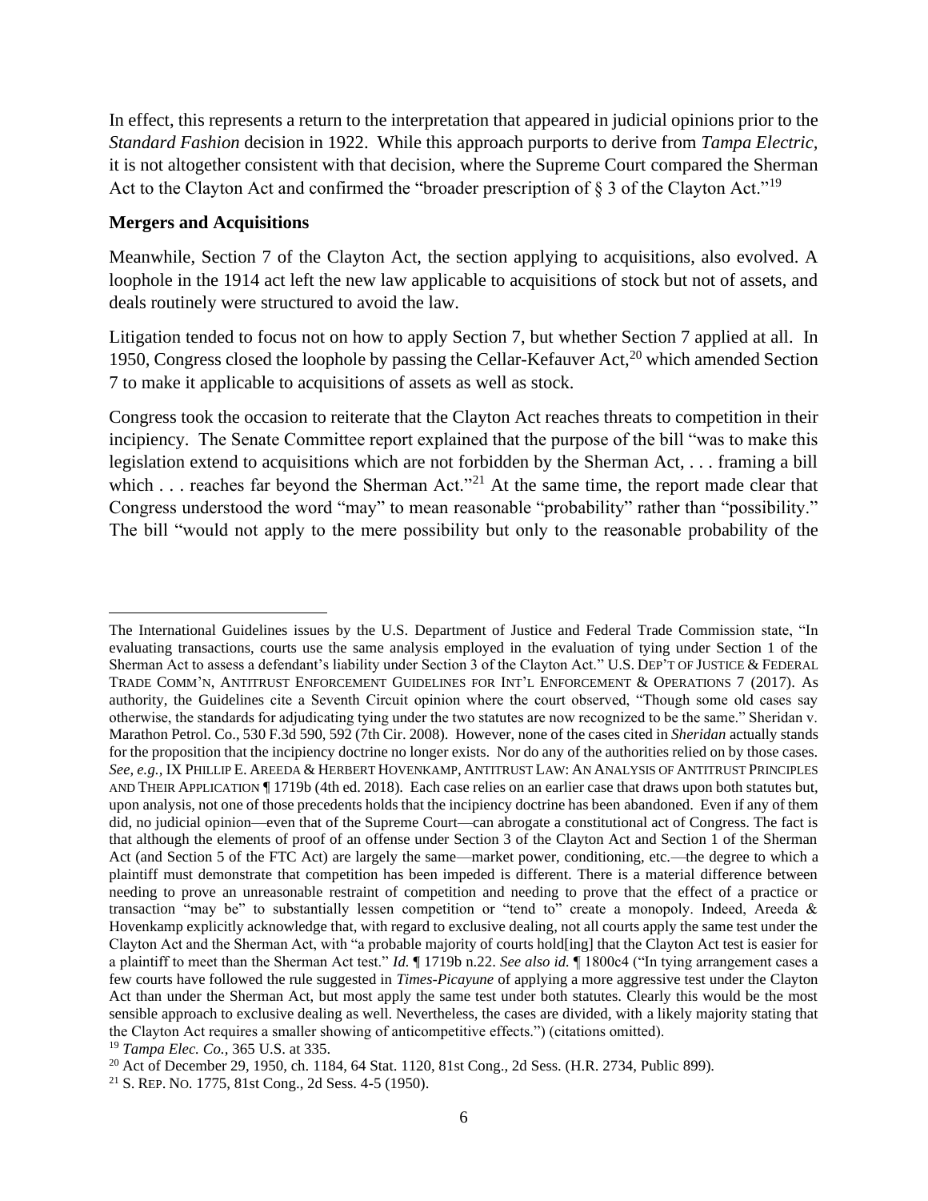In effect, this represents a return to the interpretation that appeared in judicial opinions prior to the *Standard Fashion* decision in 1922. While this approach purports to derive from *Tampa Electric*, it is not altogether consistent with that decision, where the Supreme Court compared the Sherman Act to the Clayton Act and confirmed the "broader prescription of § 3 of the Clayton Act."[19]

**Mergers and Acquisitions**

Meanwhile, Section 7 of the Clayton Act, the section applying to acquisitions, also evolved. A loophole in the 1914 act left the new law applicable to acquisitions of stock but not of assets, and deals routinely were structured to avoid the law.

Litigation tended to focus not on how to apply Section 7, but whether Section 7 applied at all. In 1950, Congress closed the loophole by passing the Cellar-Kefauver Act,[20] which amended Section 7 to make it applicable to acquisitions of assets as well as stock.

Congress took the occasion to reiterate that the Clayton Act reaches threats to competition in their incipiency. The Senate Committee report explained that the purpose of the bill "was to make this legislation extend to acquisitions which are not forbidden by the Sherman Act, . . . framing a bill which . . . reaches far beyond the Sherman Act."[21] At the same time, the report made clear that Congress understood the word "may" to mean reasonable "probability" rather than "possibility." The bill "would not apply to the mere possibility but only to the reasonable probability of the

---

The International Guidelines issues by the U.S. Department of Justice and Federal Trade Commission state, "In evaluating transactions, courts use the same analysis employed in the evaluation of tying under Section 1 of the Sherman Act to assess a defendant's liability under Section 3 of the Clayton Act." U.S. DEP'T OF JUSTICE & FEDERAL TRADE COMM'N, ANTITRUST ENFORCEMENT GUIDELINES FOR INT'L ENFORCEMENT & OPERATIONS 7 (2017). As authority, the Guidelines cite a Seventh Circuit opinion where the court observed, "Though some old cases say otherwise, the standards for adjudicating tying under the two statutes are now recognized to be the same." Sheridan v. Marathon Petrol. Co., 530 F.3d 590, 592 (7th Cir. 2008). However, none of the cases cited in *Sheridan* actually stands for the proposition that the incipiency doctrine no longer exists. Nor do any of the authorities relied on by those cases. *See, e.g.,* IX PHILLIP E. AREEDA & HERBERT HOVENKAMP, ANTITRUST LAW: AN ANALYSIS OF ANTITRUST PRINCIPLES AND THEIR APPLICATION ¶ 1719b (4th ed. 2018). Each case relies on an earlier case that draws upon both statutes but, upon analysis, not one of those precedents holds that the incipiency doctrine has been abandoned. Even if any of them did, no judicial opinion—even that of the Supreme Court—can abrogate a constitutional act of Congress. The fact is that although the elements of proof of an offense under Section 3 of the Clayton Act and Section 1 of the Sherman Act (and Section 5 of the FTC Act) are largely the same—market power, conditioning, etc.—the degree to which a plaintiff must demonstrate that competition has been impeded is different. There is a material difference between needing to prove an unreasonable restraint of competition and needing to prove that the effect of a practice or transaction "may be" to substantially lessen competition or "tend to" create a monopoly. Indeed, Areeda & Hovenkamp explicitly acknowledge that, with regard to exclusive dealing, not all courts apply the same test under the Clayton Act and the Sherman Act, with "a probable majority of courts hold[ing] that the Clayton Act test is easier for a plaintiff to meet than the Sherman Act test." *Id.* ¶ 1719b n.22. *See also id.* ¶ 1800c4 ("In tying arrangement cases a few courts have followed the rule suggested in *Times-Picayune* of applying a more aggressive test under the Clayton Act than under the Sherman Act, but most apply the same test under both statutes. Clearly this would be the most sensible approach to exclusive dealing as well. Nevertheless, the cases are divided, with a likely majority stating that the Clayton Act requires a smaller showing of anticompetitive effects.") (citations omitted).

[19] *Tampa Elec. Co.*, 365 U.S. at 335.

[20] Act of December 29, 1950, ch. 1184, 64 Stat. 1120, 81st Cong., 2d Sess. (H.R. 2734, Public 899).

[21] S. REP. NO. 1775, 81st Cong., 2d Sess. 4-5 (1950).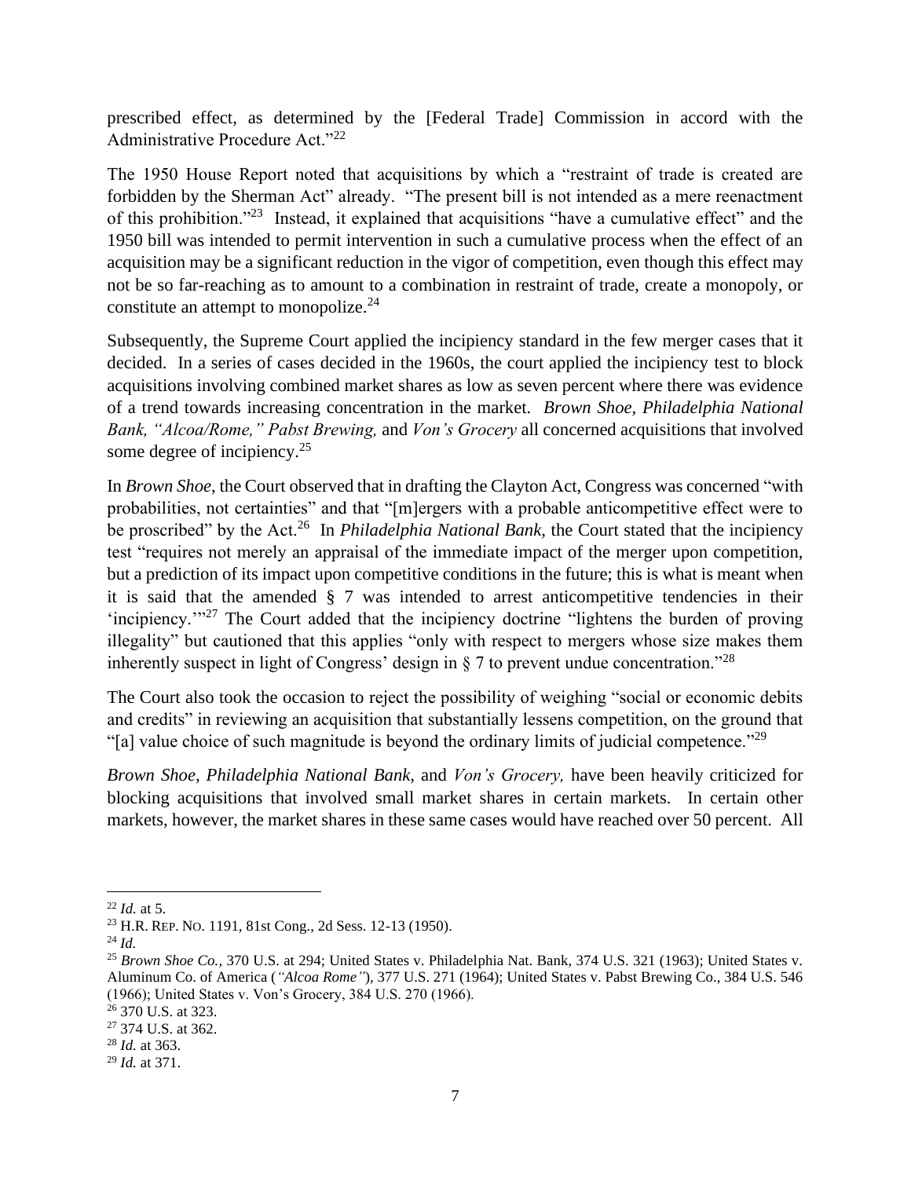prescribed effect, as determined by the [Federal Trade] Commission in accord with the Administrative Procedure Act."[22]

The 1950 House Report noted that acquisitions by which a "restraint of trade is created are forbidden by the Sherman Act" already. "The present bill is not intended as a mere reenactment of this prohibition."[23] Instead, it explained that acquisitions "have a cumulative effect" and the 1950 bill was intended to permit intervention in such a cumulative process when the effect of an acquisition may be a significant reduction in the vigor of competition, even though this effect may not be so far-reaching as to amount to a combination in restraint of trade, create a monopoly, or constitute an attempt to monopolize.[24]

Subsequently, the Supreme Court applied the incipiency standard in the few merger cases that it decided. In a series of cases decided in the 1960s, the court applied the incipiency test to block acquisitions involving combined market shares as low as seven percent where there was evidence of a trend towards increasing concentration in the market. *Brown Shoe, Philadelphia National Bank, "Alcoa/Rome," Pabst Brewing,* and *Von's Grocery* all concerned acquisitions that involved some degree of incipiency.[25]

In *Brown Shoe*, the Court observed that in drafting the Clayton Act, Congress was concerned "with probabilities, not certainties" and that "[m]ergers with a probable anticompetitive effect were to be proscribed" by the Act.[26] In *Philadelphia National Bank*, the Court stated that the incipiency test "requires not merely an appraisal of the immediate impact of the merger upon competition, but a prediction of its impact upon competitive conditions in the future; this is what is meant when it is said that the amended § 7 was intended to arrest anticompetitive tendencies in their 'incipiency.'"[27] The Court added that the incipiency doctrine "lightens the burden of proving illegality" but cautioned that this applies "only with respect to mergers whose size makes them inherently suspect in light of Congress' design in § 7 to prevent undue concentration."[28]

The Court also took the occasion to reject the possibility of weighing "social or economic debits and credits" in reviewing an acquisition that substantially lessens competition, on the ground that "[a] value choice of such magnitude is beyond the ordinary limits of judicial competence."[29]

*Brown Shoe, Philadelphia National Bank,* and *Von's Grocery,* have been heavily criticized for blocking acquisitions that involved small market shares in certain markets. In certain other markets, however, the market shares in these same cases would have reached over 50 percent. All

---

[22] *Id.* at 5.

[23] H.R. REP. NO. 1191, 81st Cong., 2d Sess. 12-13 (1950).

[24] *Id.*

[25] *Brown Shoe Co.,* 370 U.S. at 294; United States v. Philadelphia Nat. Bank, 374 U.S. 321 (1963); United States v. Aluminum Co. of America (*"Alcoa Rome"*), 377 U.S. 271 (1964); United States v. Pabst Brewing Co., 384 U.S. 546 (1966); United States v. Von's Grocery, 384 U.S. 270 (1966).

[26] 370 U.S. at 323.

[27] 374 U.S. at 362.

[28] *Id.* at 363.

[29] *Id.* at 371.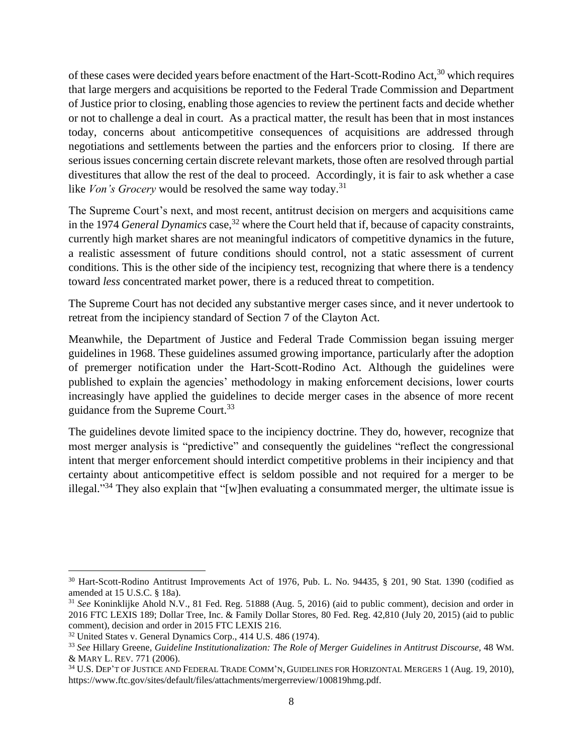of these cases were decided years before enactment of the Hart-Scott-Rodino Act,[30] which requires that large mergers and acquisitions be reported to the Federal Trade Commission and Department of Justice prior to closing, enabling those agencies to review the pertinent facts and decide whether or not to challenge a deal in court. As a practical matter, the result has been that in most instances today, concerns about anticompetitive consequences of acquisitions are addressed through negotiations and settlements between the parties and the enforcers prior to closing. If there are serious issues concerning certain discrete relevant markets, those often are resolved through partial divestitures that allow the rest of the deal to proceed. Accordingly, it is fair to ask whether a case like *Von's Grocery* would be resolved the same way today.[31]

The Supreme Court's next, and most recent, antitrust decision on mergers and acquisitions came in the 1974 *General Dynamics* case,[32] where the Court held that if, because of capacity constraints, currently high market shares are not meaningful indicators of competitive dynamics in the future, a realistic assessment of future conditions should control, not a static assessment of current conditions. This is the other side of the incipiency test, recognizing that where there is a tendency toward *less* concentrated market power, there is a reduced threat to competition.

The Supreme Court has not decided any substantive merger cases since, and it never undertook to retreat from the incipiency standard of Section 7 of the Clayton Act.

Meanwhile, the Department of Justice and Federal Trade Commission began issuing merger guidelines in 1968. These guidelines assumed growing importance, particularly after the adoption of premerger notification under the Hart-Scott-Rodino Act. Although the guidelines were published to explain the agencies' methodology in making enforcement decisions, lower courts increasingly have applied the guidelines to decide merger cases in the absence of more recent guidance from the Supreme Court.[33]

The guidelines devote limited space to the incipiency doctrine. They do, however, recognize that most merger analysis is "predictive" and consequently the guidelines "reflect the congressional intent that merger enforcement should interdict competitive problems in their incipiency and that certainty about anticompetitive effect is seldom possible and not required for a merger to be illegal."[34] They also explain that "[w]hen evaluating a consummated merger, the ultimate issue is

---

[30] Hart-Scott-Rodino Antitrust Improvements Act of 1976, Pub. L. No. 94435, § 201, 90 Stat. 1390 (codified as amended at 15 U.S.C. § 18a).

[31] *See* Koninklijke Ahold N.V., 81 Fed. Reg. 51888 (Aug. 5, 2016) (aid to public comment), decision and order in 2016 FTC LEXIS 189; Dollar Tree, Inc. & Family Dollar Stores, 80 Fed. Reg. 42,810 (July 20, 2015) (aid to public comment), decision and order in 2015 FTC LEXIS 216.

[32] United States v. General Dynamics Corp., 414 U.S. 486 (1974).

[33] *See* Hillary Greene, *Guideline Institutionalization: The Role of Merger Guidelines in Antitrust Discourse,* 48 WM. & MARY L. REV. 771 (2006).

[34] U.S. DEP'T OF JUSTICE AND FEDERAL TRADE COMM'N, GUIDELINES FOR HORIZONTAL MERGERS 1 (Aug. 19, 2010), https://www.ftc.gov/sites/default/files/attachments/mergerreview/100819hmg.pdf.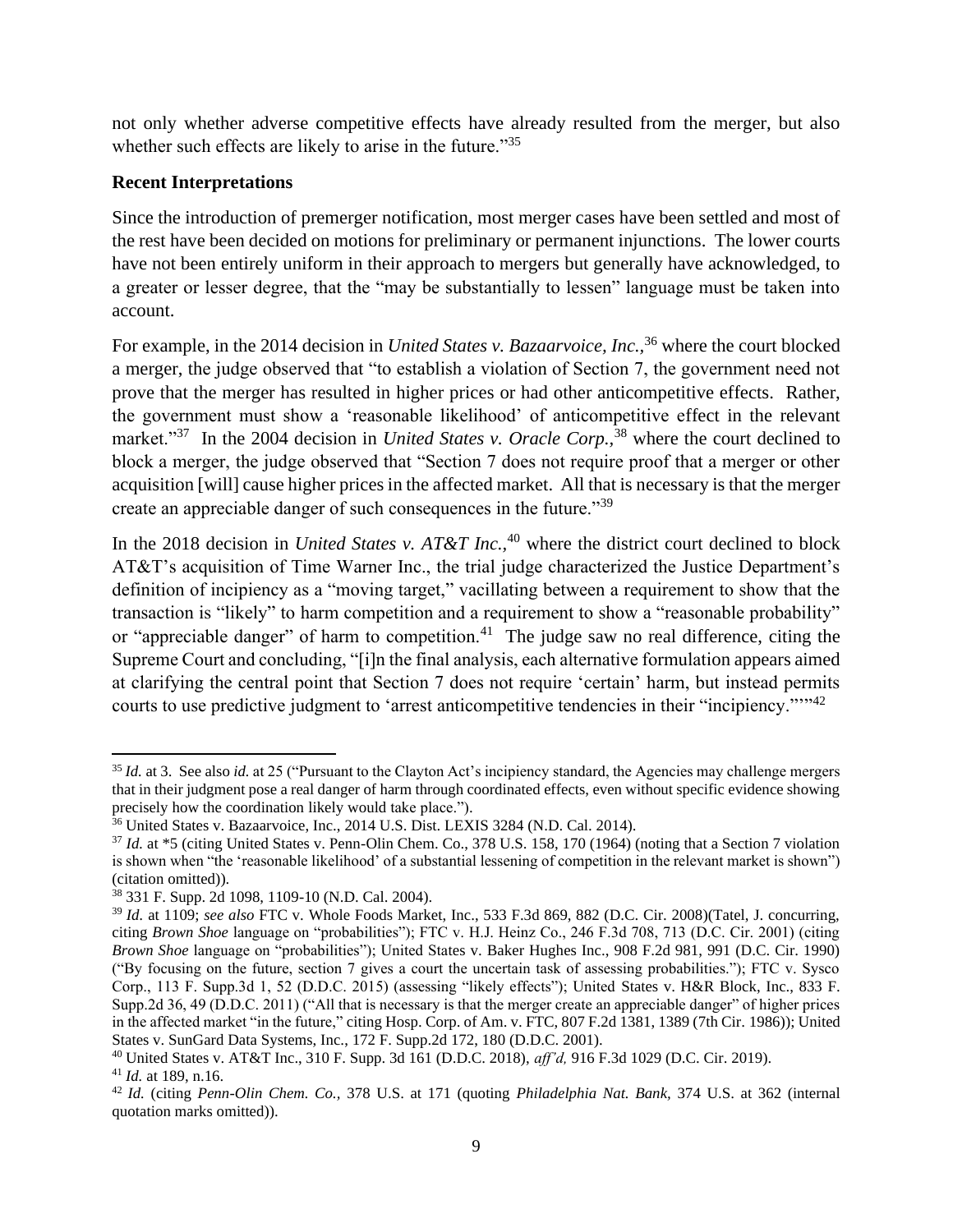not only whether adverse competitive effects have already resulted from the merger, but also whether such effects are likely to arise in the future."[35]

**Recent Interpretations**

Since the introduction of premerger notification, most merger cases have been settled and most of the rest have been decided on motions for preliminary or permanent injunctions. The lower courts have not been entirely uniform in their approach to mergers but generally have acknowledged, to a greater or lesser degree, that the "may be substantially to lessen" language must be taken into account.

For example, in the 2014 decision in *United States v. Bazaarvoice, Inc.,*[36] where the court blocked a merger, the judge observed that "to establish a violation of Section 7, the government need not prove that the merger has resulted in higher prices or had other anticompetitive effects. Rather, the government must show a 'reasonable likelihood' of anticompetitive effect in the relevant market."[37] In the 2004 decision in *United States v. Oracle Corp.,*[38] where the court declined to block a merger, the judge observed that "Section 7 does not require proof that a merger or other acquisition [will] cause higher prices in the affected market. All that is necessary is that the merger create an appreciable danger of such consequences in the future."[39]

In the 2018 decision in *United States v. AT&T Inc.,*[40] where the district court declined to block AT&T's acquisition of Time Warner Inc., the trial judge characterized the Justice Department's definition of incipiency as a "moving target," vacillating between a requirement to show that the transaction is "likely" to harm competition and a requirement to show a "reasonable probability" or "appreciable danger" of harm to competition.[41] The judge saw no real difference, citing the Supreme Court and concluding, "[i]n the final analysis, each alternative formulation appears aimed at clarifying the central point that Section 7 does not require 'certain' harm, but instead permits courts to use predictive judgment to 'arrest anticompetitive tendencies in their "incipiency."'"[42]

---

[35] *Id.* at 3. See also *id.* at 25 ("Pursuant to the Clayton Act's incipiency standard, the Agencies may challenge mergers that in their judgment pose a real danger of harm through coordinated effects, even without specific evidence showing precisely how the coordination likely would take place.").

[36] United States v. Bazaarvoice, Inc., 2014 U.S. Dist. LEXIS 3284 (N.D. Cal. 2014).

[37] *Id.* at *5 (citing United States v. Penn-Olin Chem. Co., 378 U.S. 158, 170 (1964) (noting that a Section 7 violation is shown when "the 'reasonable likelihood' of a substantial lessening of competition in the relevant market is shown") (citation omitted)).

[38] 331 F. Supp. 2d 1098, 1109-10 (N.D. Cal. 2004).

[39] *Id.* at 1109; *see also* FTC v. Whole Foods Market, Inc., 533 F.3d 869, 882 (D.C. Cir. 2008)(Tatel, J. concurring, citing *Brown Shoe* language on "probabilities"); FTC v. H.J. Heinz Co., 246 F.3d 708, 713 (D.C. Cir. 2001) (citing *Brown Shoe* language on "probabilities"); United States v. Baker Hughes Inc., 908 F.2d 981, 991 (D.C. Cir. 1990) ("By focusing on the future, section 7 gives a court the uncertain task of assessing probabilities."); FTC v. Sysco Corp., 113 F. Supp.3d 1, 52 (D.D.C. 2015) (assessing "likely effects"); United States v. H&R Block, Inc., 833 F. Supp.2d 36, 49 (D.D.C. 2011) ("All that is necessary is that the merger create an appreciable danger" of higher prices in the affected market "in the future," citing Hosp. Corp. of Am. v. FTC, 807 F.2d 1381, 1389 (7th Cir. 1986)); United States v. SunGard Data Systems, Inc., 172 F. Supp.2d 172, 180 (D.D.C. 2001).

[40] United States v. AT&T Inc., 310 F. Supp. 3d 161 (D.D.C. 2018), *aff'd,* 916 F.3d 1029 (D.C. Cir. 2019).

[41] *Id.* at 189, n.16.

[42] *Id.* (citing *Penn-Olin Chem. Co.,* 378 U.S. at 171 (quoting *Philadelphia Nat. Bank,* 374 U.S. at 362 (internal quotation marks omitted)).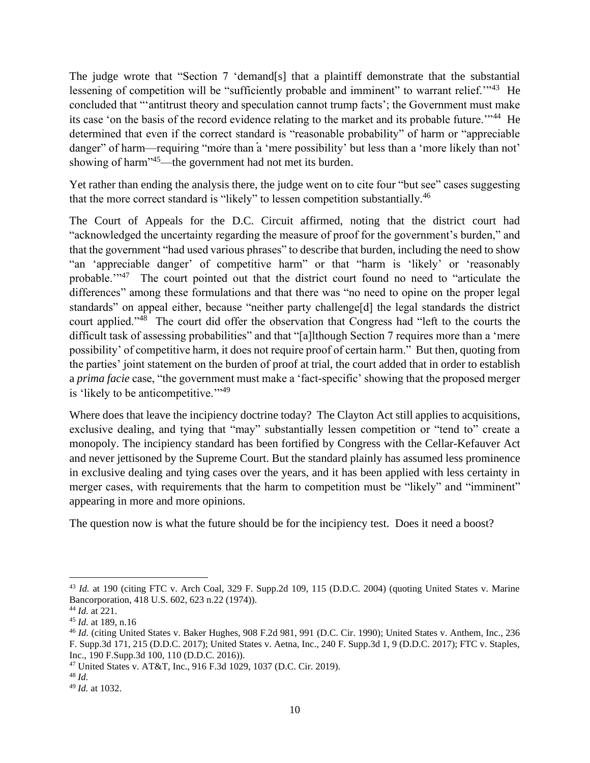The judge wrote that "Section 7 'demand[s] that a plaintiff demonstrate that the substantial lessening of competition will be "sufficiently probable and imminent" to warrant relief.'"[43] He concluded that "'antitrust theory and speculation cannot trump facts'; the Government must make its case 'on the basis of the record evidence relating to the market and its probable future.'"[44] He determined that even if the correct standard is "reasonable probability" of harm or "appreciable danger" of harm—requiring "more than a 'mere possibility' but less than a 'more likely than not' showing of harm"[45]—the government had not met its burden.

Yet rather than ending the analysis there, the judge went on to cite four "but see" cases suggesting that the more correct standard is "likely" to lessen competition substantially.[46]

The Court of Appeals for the D.C. Circuit affirmed, noting that the district court had "acknowledged the uncertainty regarding the measure of proof for the government's burden," and that the government "had used various phrases" to describe that burden, including the need to show "an 'appreciable danger' of competitive harm" or that "harm is 'likely' or 'reasonably probable.'"[47] The court pointed out that the district court found no need to "articulate the differences" among these formulations and that there was "no need to opine on the proper legal standards" on appeal either, because "neither party challenge[d] the legal standards the district court applied."[48] The court did offer the observation that Congress had "left to the courts the difficult task of assessing probabilities" and that "[a]lthough Section 7 requires more than a 'mere possibility' of competitive harm, it does not require proof of certain harm." But then, quoting from the parties' joint statement on the burden of proof at trial, the court added that in order to establish a *prima facie* case, "the government must make a 'fact-specific' showing that the proposed merger is 'likely to be anticompetitive.'"[49]

Where does that leave the incipiency doctrine today? The Clayton Act still applies to acquisitions, exclusive dealing, and tying that "may" substantially lessen competition or "tend to" create a monopoly. The incipiency standard has been fortified by Congress with the Cellar-Kefauver Act and never jettisoned by the Supreme Court. But the standard plainly has assumed less prominence in exclusive dealing and tying cases over the years, and it has been applied with less certainty in merger cases, with requirements that the harm to competition must be "likely" and "imminent" appearing in more and more opinions.

The question now is what the future should be for the incipiency test. Does it need a boost?

---

[43] *Id.* at 190 (citing FTC v. Arch Coal, 329 F. Supp.2d 109, 115 (D.D.C. 2004) (quoting United States v. Marine Bancorporation, 418 U.S. 602, 623 n.22 (1974)).

[44] *Id.* at 221.

[45] *Id.* at 189, n.16

[46] *Id.* (citing United States v. Baker Hughes, 908 F.2d 981, 991 (D.C. Cir. 1990); United States v. Anthem, Inc., 236 F. Supp.3d 171, 215 (D.D.C. 2017); United States v. Aetna, Inc., 240 F. Supp.3d 1, 9 (D.D.C. 2017); FTC v. Staples, Inc., 190 F.Supp.3d 100, 110 (D.D.C. 2016)).

[47] United States v. AT&T, Inc., 916 F.3d 1029, 1037 (D.C. Cir. 2019).

[48] *Id.*

[49] *Id.* at 1032.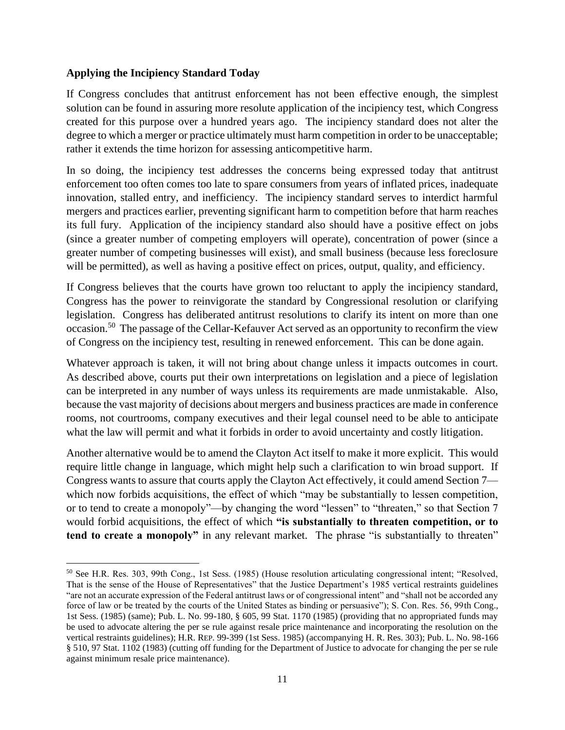**Applying the Incipiency Standard Today**

If Congress concludes that antitrust enforcement has not been effective enough, the simplest solution can be found in assuring more resolute application of the incipiency test, which Congress created for this purpose over a hundred years ago. The incipiency standard does not alter the degree to which a merger or practice ultimately must harm competition in order to be unacceptable; rather it extends the time horizon for assessing anticompetitive harm.

In so doing, the incipiency test addresses the concerns being expressed today that antitrust enforcement too often comes too late to spare consumers from years of inflated prices, inadequate innovation, stalled entry, and inefficiency. The incipiency standard serves to interdict harmful mergers and practices earlier, preventing significant harm to competition before that harm reaches its full fury. Application of the incipiency standard also should have a positive effect on jobs (since a greater number of competing employers will operate), concentration of power (since a greater number of competing businesses will exist), and small business (because less foreclosure will be permitted), as well as having a positive effect on prices, output, quality, and efficiency.

If Congress believes that the courts have grown too reluctant to apply the incipiency standard, Congress has the power to reinvigorate the standard by Congressional resolution or clarifying legislation. Congress has deliberated antitrust resolutions to clarify its intent on more than one occasion.[50] The passage of the Cellar-Kefauver Act served as an opportunity to reconfirm the view of Congress on the incipiency test, resulting in renewed enforcement. This can be done again.

Whatever approach is taken, it will not bring about change unless it impacts outcomes in court. As described above, courts put their own interpretations on legislation and a piece of legislation can be interpreted in any number of ways unless its requirements are made unmistakable. Also, because the vast majority of decisions about mergers and business practices are made in conference rooms, not courtrooms, company executives and their legal counsel need to be able to anticipate what the law will permit and what it forbids in order to avoid uncertainty and costly litigation.

Another alternative would be to amend the Clayton Act itself to make it more explicit. This would require little change in language, which might help such a clarification to win broad support. If Congress wants to assure that courts apply the Clayton Act effectively, it could amend Section 7—which now forbids acquisitions, the effect of which "may be substantially to lessen competition, or to tend to create a monopoly"—by changing the word "lessen" to "threaten," so that Section 7 would forbid acquisitions, the effect of which **"is substantially to threaten competition, or to tend to create a monopoly"** in any relevant market. The phrase "is substantially to threaten"

---

[50] See H.R. Res. 303, 99th Cong., 1st Sess. (1985) (House resolution articulating congressional intent; "Resolved, That is the sense of the House of Representatives" that the Justice Department's 1985 vertical restraints guidelines "are not an accurate expression of the Federal antitrust laws or of congressional intent" and "shall not be accorded any force of law or be treated by the courts of the United States as binding or persuasive"); S. Con. Res. 56, 99th Cong., 1st Sess. (1985) (same); Pub. L. No. 99-180, § 605, 99 Stat. 1170 (1985) (providing that no appropriated funds may be used to advocate altering the per se rule against resale price maintenance and incorporating the resolution on the vertical restraints guidelines); H.R. REP. 99-399 (1st Sess. 1985) (accompanying H. R. Res. 303); Pub. L. No. 98-166 § 510, 97 Stat. 1102 (1983) (cutting off funding for the Department of Justice to advocate for changing the per se rule against minimum resale price maintenance).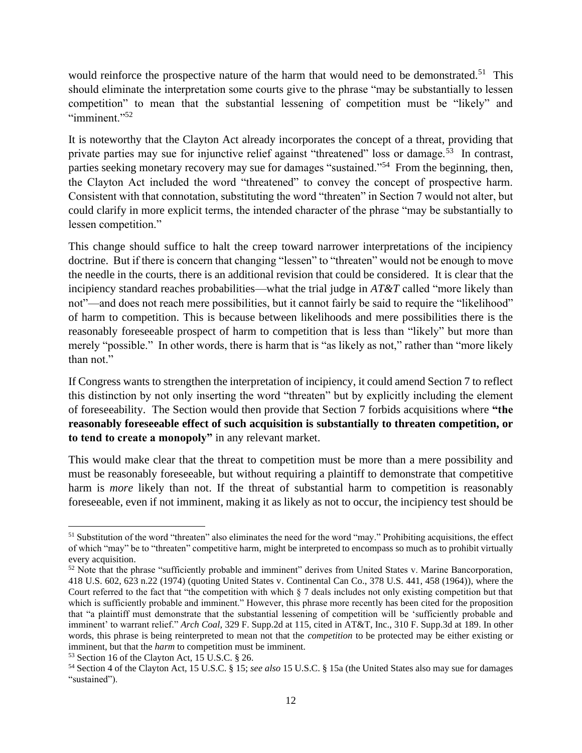would reinforce the prospective nature of the harm that would need to be demonstrated.[51] This should eliminate the interpretation some courts give to the phrase "may be substantially to lessen competition" to mean that the substantial lessening of competition must be "likely" and "imminent."[52]

It is noteworthy that the Clayton Act already incorporates the concept of a threat, providing that private parties may sue for injunctive relief against "threatened" loss or damage.[53] In contrast, parties seeking monetary recovery may sue for damages "sustained."[54] From the beginning, then, the Clayton Act included the word "threatened" to convey the concept of prospective harm. Consistent with that connotation, substituting the word "threaten" in Section 7 would not alter, but could clarify in more explicit terms, the intended character of the phrase "may be substantially to lessen competition."

This change should suffice to halt the creep toward narrower interpretations of the incipiency doctrine. But if there is concern that changing "lessen" to "threaten" would not be enough to move the needle in the courts, there is an additional revision that could be considered. It is clear that the incipiency standard reaches probabilities—what the trial judge in *AT&T* called "more likely than not"—and does not reach mere possibilities, but it cannot fairly be said to require the "likelihood" of harm to competition. This is because between likelihoods and mere possibilities there is the reasonably foreseeable prospect of harm to competition that is less than "likely" but more than merely "possible." In other words, there is harm that is "as likely as not," rather than "more likely than not."

If Congress wants to strengthen the interpretation of incipiency, it could amend Section 7 to reflect this distinction by not only inserting the word "threaten" but by explicitly including the element of foreseeability. The Section would then provide that Section 7 forbids acquisitions where **"the reasonably foreseeable effect of such acquisition is substantially to threaten competition, or to tend to create a monopoly"** in any relevant market.

This would make clear that the threat to competition must be more than a mere possibility and must be reasonably foreseeable, but without requiring a plaintiff to demonstrate that competitive harm is *more* likely than not. If the threat of substantial harm to competition is reasonably foreseeable, even if not imminent, making it as likely as not to occur, the incipiency test should be

---

[51] Substitution of the word "threaten" also eliminates the need for the word "may." Prohibiting acquisitions, the effect of which "may" be to "threaten" competitive harm, might be interpreted to encompass so much as to prohibit virtually every acquisition.

[52] Note that the phrase "sufficiently probable and imminent" derives from United States v. Marine Bancorporation, 418 U.S. 602, 623 n.22 (1974) (quoting United States v. Continental Can Co., 378 U.S. 441, 458 (1964)), where the Court referred to the fact that "the competition with which § 7 deals includes not only existing competition but that which is sufficiently probable and imminent." However, this phrase more recently has been cited for the proposition that "a plaintiff must demonstrate that the substantial lessening of competition will be 'sufficiently probable and imminent' to warrant relief." *Arch Coal,* 329 F. Supp.2d at 115, cited in AT&T, Inc., 310 F. Supp.3d at 189. In other words, this phrase is being reinterpreted to mean not that the *competition* to be protected may be either existing or imminent, but that the *harm* to competition must be imminent.

[53] Section 16 of the Clayton Act, 15 U.S.C. § 26.

[54] Section 4 of the Clayton Act, 15 U.S.C. § 15; *see also* 15 U.S.C. § 15a (the United States also may sue for damages "sustained").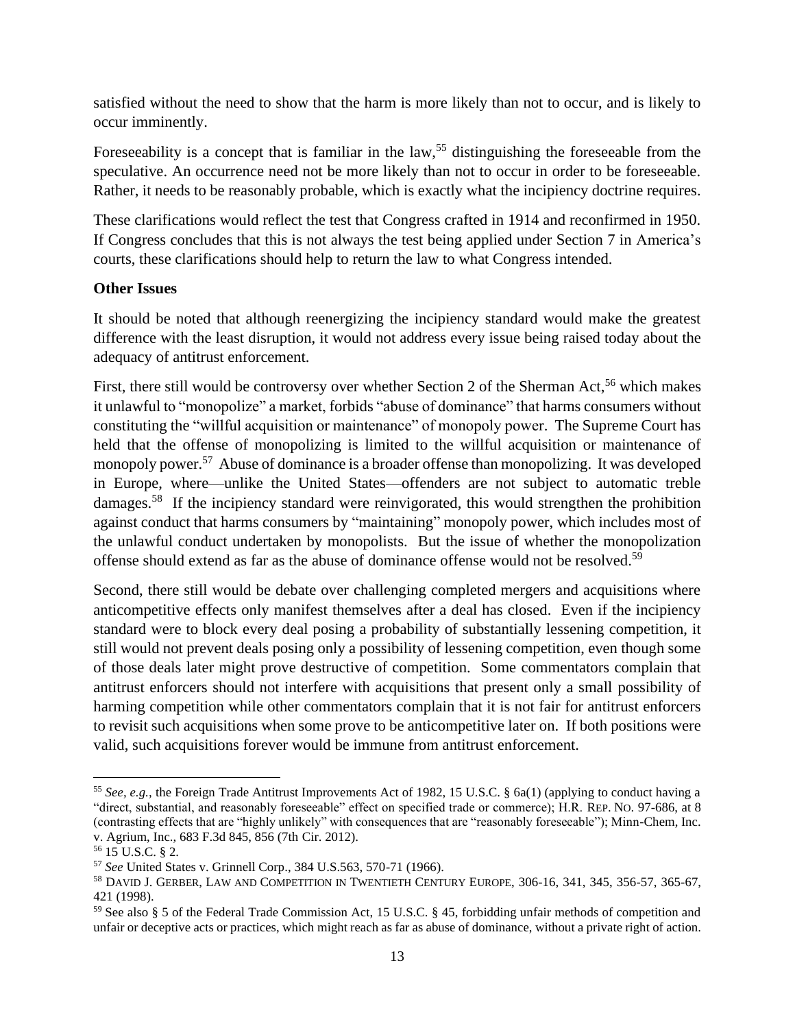satisfied without the need to show that the harm is more likely than not to occur, and is likely to occur imminently.

Foreseeability is a concept that is familiar in the law,[55] distinguishing the foreseeable from the speculative. An occurrence need not be more likely than not to occur in order to be foreseeable. Rather, it needs to be reasonably probable, which is exactly what the incipiency doctrine requires.

These clarifications would reflect the test that Congress crafted in 1914 and reconfirmed in 1950. If Congress concludes that this is not always the test being applied under Section 7 in America's courts, these clarifications should help to return the law to what Congress intended.

**Other Issues**

It should be noted that although reenergizing the incipiency standard would make the greatest difference with the least disruption, it would not address every issue being raised today about the adequacy of antitrust enforcement.

First, there still would be controversy over whether Section 2 of the Sherman Act,[56] which makes it unlawful to "monopolize" a market, forbids "abuse of dominance" that harms consumers without constituting the "willful acquisition or maintenance" of monopoly power. The Supreme Court has held that the offense of monopolizing is limited to the willful acquisition or maintenance of monopoly power.[57] Abuse of dominance is a broader offense than monopolizing. It was developed in Europe, where—unlike the United States—offenders are not subject to automatic treble damages.[58] If the incipiency standard were reinvigorated, this would strengthen the prohibition against conduct that harms consumers by "maintaining" monopoly power, which includes most of the unlawful conduct undertaken by monopolists. But the issue of whether the monopolization offense should extend as far as the abuse of dominance offense would not be resolved.[59]

Second, there still would be debate over challenging completed mergers and acquisitions where anticompetitive effects only manifest themselves after a deal has closed. Even if the incipiency standard were to block every deal posing a probability of substantially lessening competition, it still would not prevent deals posing only a possibility of lessening competition, even though some of those deals later might prove destructive of competition. Some commentators complain that antitrust enforcers should not interfere with acquisitions that present only a small possibility of harming competition while other commentators complain that it is not fair for antitrust enforcers to revisit such acquisitions when some prove to be anticompetitive later on. If both positions were valid, such acquisitions forever would be immune from antitrust enforcement.

---

[55] *See, e.g.*, the Foreign Trade Antitrust Improvements Act of 1982, 15 U.S.C. § 6a(1) (applying to conduct having a "direct, substantial, and reasonably foreseeable" effect on specified trade or commerce); H.R. REP. NO. 97-686, at 8 (contrasting effects that are "highly unlikely" with consequences that are "reasonably foreseeable"); Minn-Chem, Inc. v. Agrium, Inc., 683 F.3d 845, 856 (7th Cir. 2012).

[56] 15 U.S.C. § 2.

[57] *See* United States v. Grinnell Corp., 384 U.S.563, 570-71 (1966).

[58] DAVID J. GERBER, LAW AND COMPETITION IN TWENTIETH CENTURY EUROPE, 306-16, 341, 345, 356-57, 365-67, 421 (1998).

[59] See also § 5 of the Federal Trade Commission Act, 15 U.S.C. § 45, forbidding unfair methods of competition and unfair or deceptive acts or practices, which might reach as far as abuse of dominance, without a private right of action.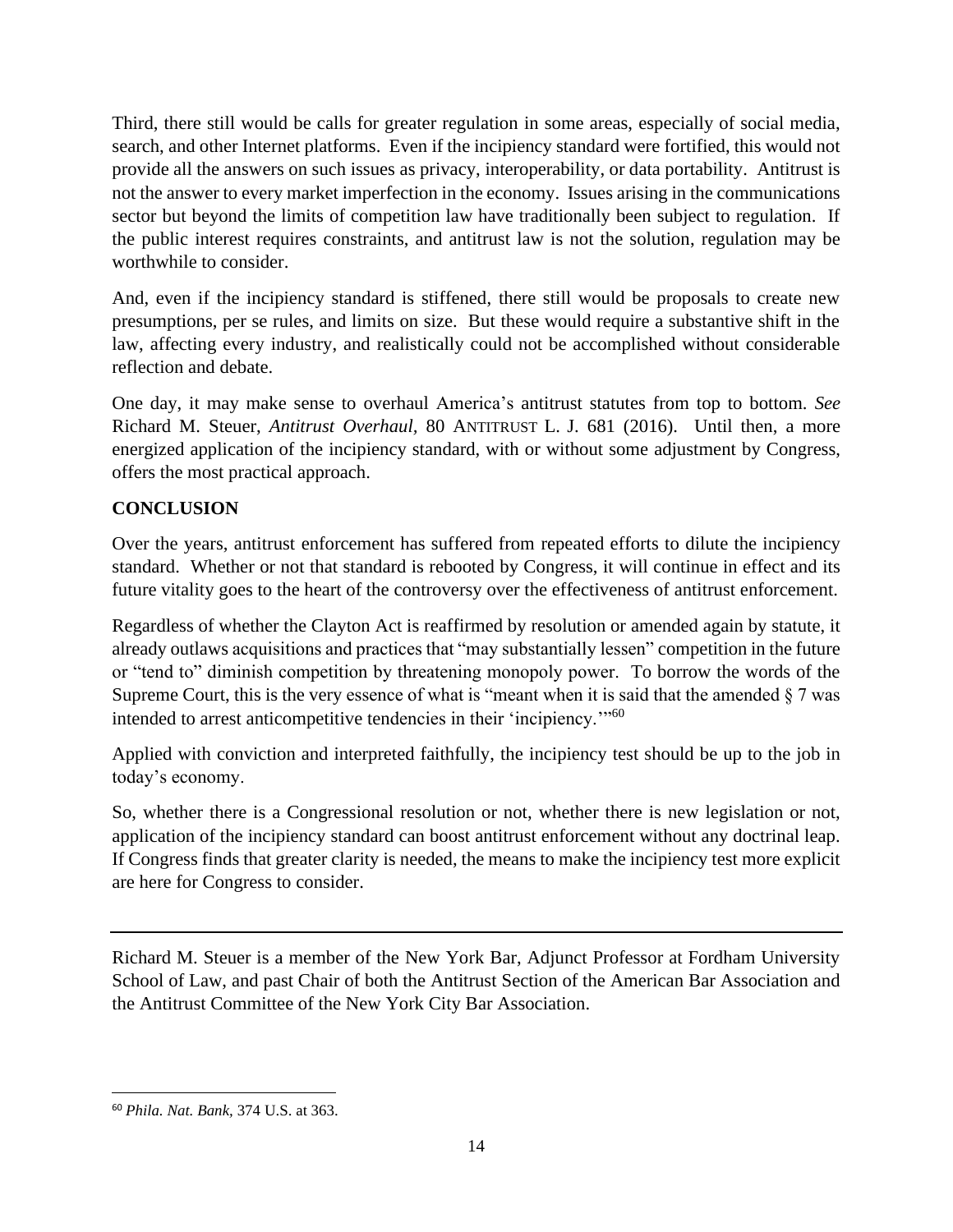Third, there still would be calls for greater regulation in some areas, especially of social media, search, and other Internet platforms. Even if the incipiency standard were fortified, this would not provide all the answers on such issues as privacy, interoperability, or data portability. Antitrust is not the answer to every market imperfection in the economy. Issues arising in the communications sector but beyond the limits of competition law have traditionally been subject to regulation. If the public interest requires constraints, and antitrust law is not the solution, regulation may be worthwhile to consider.

And, even if the incipiency standard is stiffened, there still would be proposals to create new presumptions, per se rules, and limits on size. But these would require a substantive shift in the law, affecting every industry, and realistically could not be accomplished without considerable reflection and debate.

One day, it may make sense to overhaul America's antitrust statutes from top to bottom. *See* Richard M. Steuer, *Antitrust Overhaul*, 80 ANTITRUST L. J. 681 (2016). Until then, a more energized application of the incipiency standard, with or without some adjustment by Congress, offers the most practical approach.

**CONCLUSION**

Over the years, antitrust enforcement has suffered from repeated efforts to dilute the incipiency standard. Whether or not that standard is rebooted by Congress, it will continue in effect and its future vitality goes to the heart of the controversy over the effectiveness of antitrust enforcement.

Regardless of whether the Clayton Act is reaffirmed by resolution or amended again by statute, it already outlaws acquisitions and practices that "may substantially lessen" competition in the future or "tend to" diminish competition by threatening monopoly power. To borrow the words of the Supreme Court, this is the very essence of what is "meant when it is said that the amended § 7 was intended to arrest anticompetitive tendencies in their 'incipiency.'"[60]

Applied with conviction and interpreted faithfully, the incipiency test should be up to the job in today's economy.

So, whether there is a Congressional resolution or not, whether there is new legislation or not, application of the incipiency standard can boost antitrust enforcement without any doctrinal leap. If Congress finds that greater clarity is needed, the means to make the incipiency test more explicit are here for Congress to consider.

---

Richard M. Steuer is a member of the New York Bar, Adjunct Professor at Fordham University School of Law, and past Chair of both the Antitrust Section of the American Bar Association and the Antitrust Committee of the New York City Bar Association.

[60] *Phila. Nat. Bank*, 374 U.S. at 363.